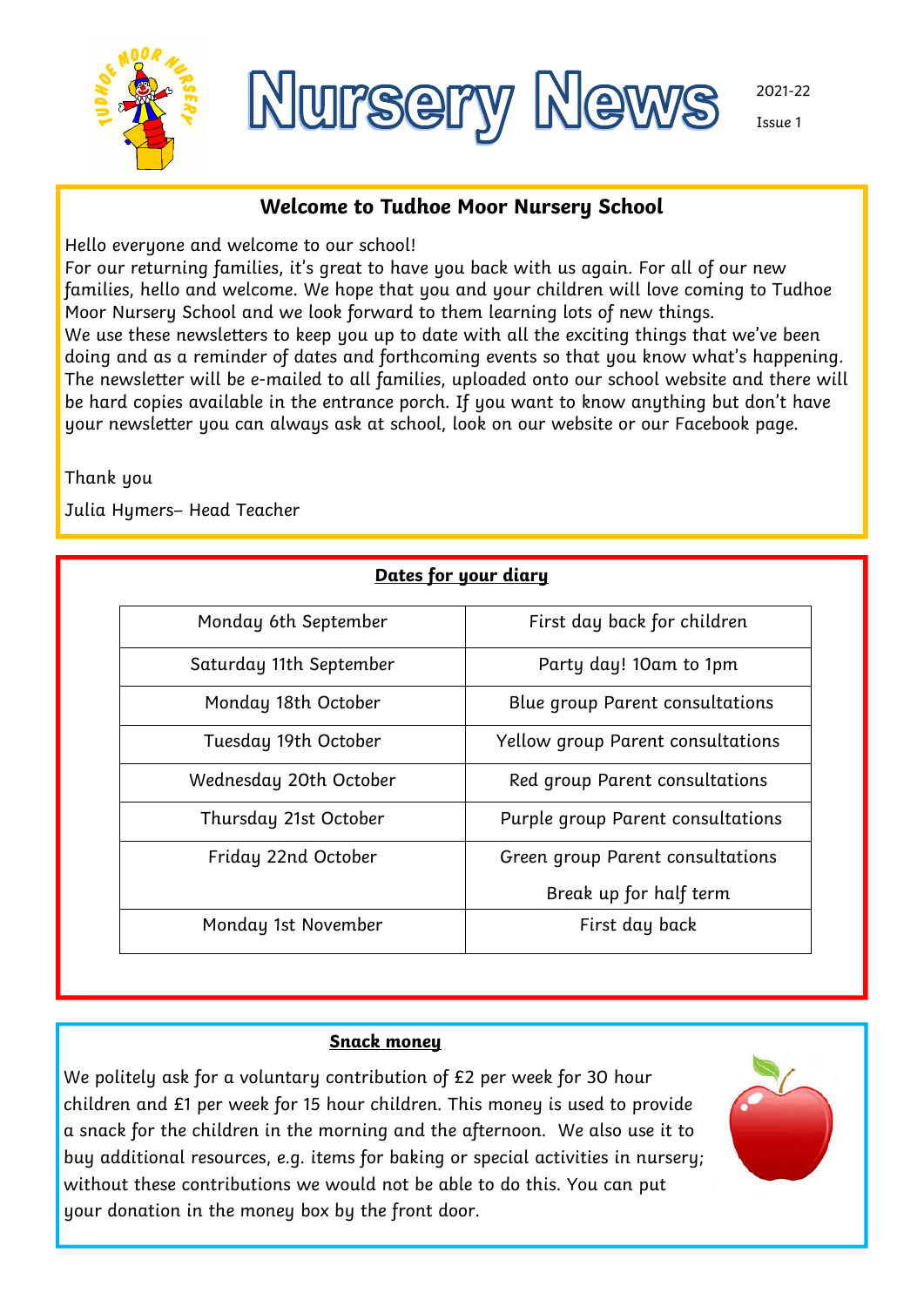# Nursery News

2021-22

Issue 1

## Welcome to Tudhoe Moor Nursery School

Hello everyone and welcome to our school!
For our returning families, it's great to have you back with us again. For all of our new families, hello and welcome. We hope that you and your children will love coming to Tudhoe Moor Nursery School and we look forward to them learning lots of new things.
We use these newsletters to keep you up to date with all the exciting things that we've been doing and as a reminder of dates and forthcoming events so that you know what's happening. The newsletter will be e-mailed to all families, uploaded onto our school website and there will be hard copies available in the entrance porch. If you want to know anything but don't have your newsletter you can always ask at school, look on our website or our Facebook page.

Thank you

Julia Hymers– Head Teacher

## Dates for your diary

| Date | Event |
|---|---|
| Monday 6th September | First day back for children |
| Saturday 11th September | Party day! 10am to 1pm |
| Monday 18th October | Blue group Parent consultations |
| Tuesday 19th October | Yellow group Parent consultations |
| Wednesday 20th October | Red group Parent consultations |
| Thursday 21st October | Purple group Parent consultations |
| Friday 22nd October | Green group Parent consultations<br>Break up for half term |
| Monday 1st November | First day back |

## Snack money

We politely ask for a voluntary contribution of £2 per week for 30 hour children and £1 per week for 15 hour children. This money is used to provide a snack for the children in the morning and the afternoon. We also use it to buy additional resources, e.g. items for baking or special activities in nursery; without these contributions we would not be able to do this. You can put your donation in the money box by the front door.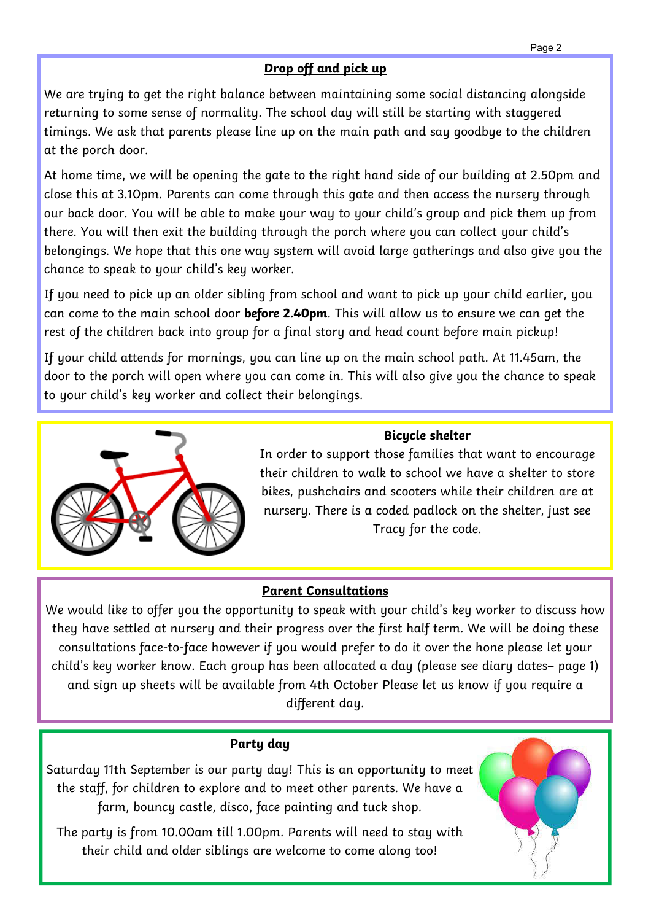## Drop off and pick up

We are trying to get the right balance between maintaining some social distancing alongside returning to some sense of normality. The school day will still be starting with staggered timings. We ask that parents please line up on the main path and say goodbye to the children at the porch door.

At home time, we will be opening the gate to the right hand side of our building at 2.50pm and close this at 3.10pm. Parents can come through this gate and then access the nursery through our back door. You will be able to make your way to your child's group and pick them up from there. You will then exit the building through the porch where you can collect your child's belongings. We hope that this one way system will avoid large gatherings and also give you the chance to speak to your child's key worker.

If you need to pick up an older sibling from school and want to pick up your child earlier, you can come to the main school door **before 2.40pm**. This will allow us to ensure we can get the rest of the children back into group for a final story and head count before main pickup!

If your child attends for mornings, you can line up on the main school path. At 11.45am, the door to the porch will open where you can come in. This will also give you the chance to speak to your child's key worker and collect their belongings.

## Bicycle shelter

In order to support those families that want to encourage their children to walk to school we have a shelter to store bikes, pushchairs and scooters while their children are at nursery. There is a coded padlock on the shelter, just see Tracy for the code.

## Parent Consultations

We would like to offer you the opportunity to speak with your child's key worker to discuss how they have settled at nursery and their progress over the first half term. We will be doing these consultations face-to-face however if you would prefer to do it over the hone please let your child's key worker know. Each group has been allocated a day (please see diary dates– page 1) and sign up sheets will be available from 4th October Please let us know if you require a different day.

## Party day

Saturday 11th September is our party day! This is an opportunity to meet the staff, for children to explore and to meet other parents. We have a farm, bouncy castle, disco, face painting and tuck shop.

The party is from 10.00am till 1.00pm. Parents will need to stay with their child and older siblings are welcome to come along too!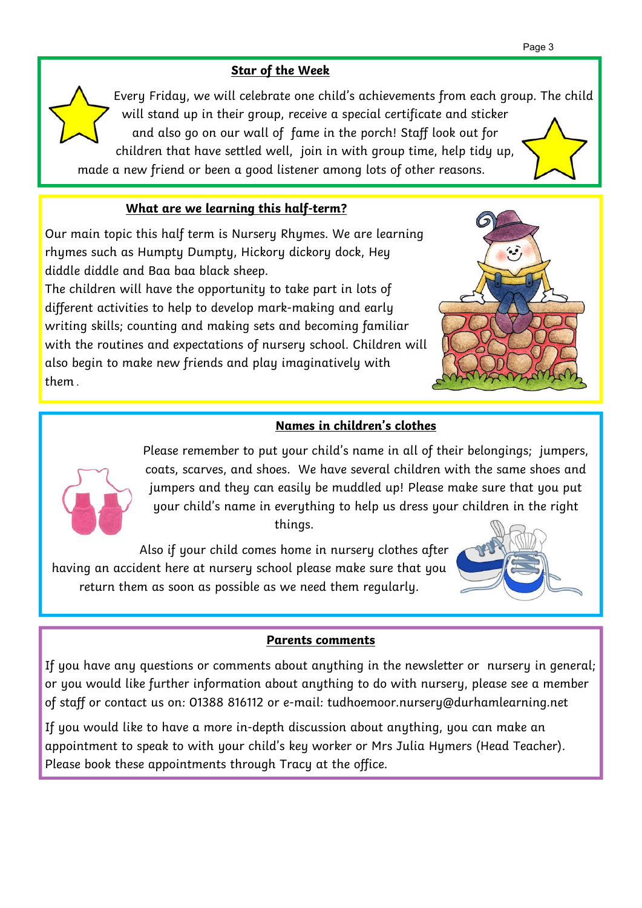## Star of the Week

Every Friday, we will celebrate one child's achievements from each group. The child will stand up in their group, receive a special certificate and sticker and also go on our wall of fame in the porch! Staff look out for children that have settled well, join in with group time, help tidy up, made a new friend or been a good listener among lots of other reasons.

## What are we learning this half-term?

Our main topic this half term is Nursery Rhymes. We are learning rhymes such as Humpty Dumpty, Hickory dickory dock, Hey diddle diddle and Baa baa black sheep.

The children will have the opportunity to take part in lots of different activities to help to develop mark-making and early writing skills; counting and making sets and becoming familiar with the routines and expectations of nursery school. Children will also begin to make new friends and play imaginatively with them.

## Names in children's clothes

Please remember to put your child's name in all of their belongings; jumpers, coats, scarves, and shoes. We have several children with the same shoes and jumpers and they can easily be muddled up! Please make sure that you put your child's name in everything to help us dress your children in the right things.

Also if your child comes home in nursery clothes after having an accident here at nursery school please make sure that you return them as soon as possible as we need them regularly.

## Parents comments

If you have any questions or comments about anything in the newsletter or nursery in general; or you would like further information about anything to do with nursery, please see a member of staff or contact us on: 01388 816112 or e-mail: tudhoemoor.nursery@durhamlearning.net

If you would like to have a more in-depth discussion about anything, you can make an appointment to speak to with your child's key worker or Mrs Julia Hymers (Head Teacher). Please book these appointments through Tracy at the office.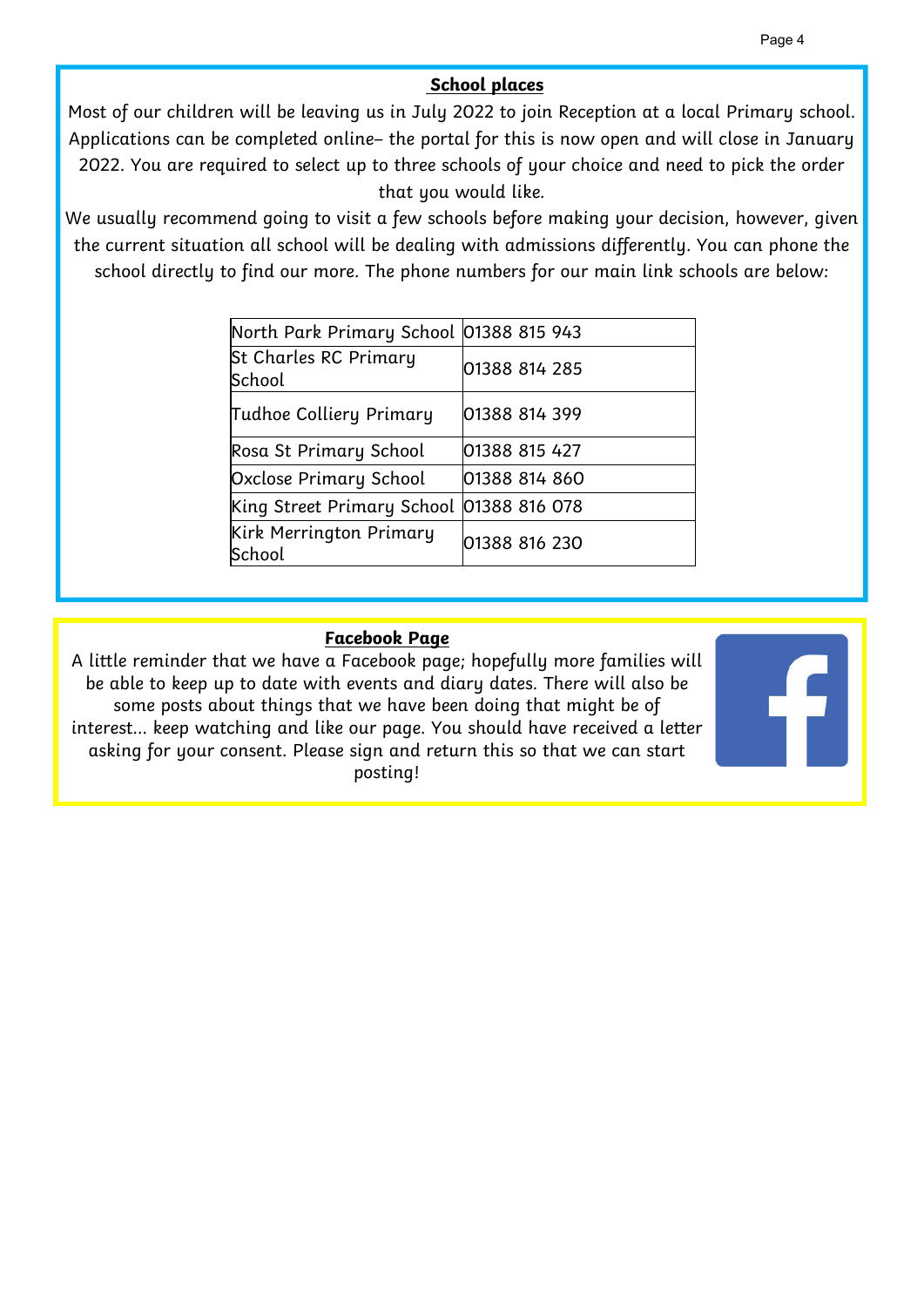## School places

Most of our children will be leaving us in July 2022 to join Reception at a local Primary school. Applications can be completed online– the portal for this is now open and will close in January 2022. You are required to select up to three schools of your choice and need to pick the order that you would like.

We usually recommend going to visit a few schools before making your decision, however, given the current situation all school will be dealing with admissions differently. You can phone the school directly to find our more. The phone numbers for our main link schools are below:

| | |
|---|---|
| North Park Primary School | 01388 815 943 |
| St Charles RC Primary School | 01388 814 285 |
| Tudhoe Colliery Primary | 01388 814 399 |
| Rosa St Primary School | 01388 815 427 |
| Oxclose Primary School | 01388 814 860 |
| King Street Primary School | 01388 816 078 |
| Kirk Merrington Primary School | 01388 816 230 |

## Facebook Page

A little reminder that we have a Facebook page; hopefully more families will be able to keep up to date with events and diary dates. There will also be some posts about things that we have been doing that might be of interest... keep watching and like our page. You should have received a letter asking for your consent. Please sign and return this so that we can start posting!